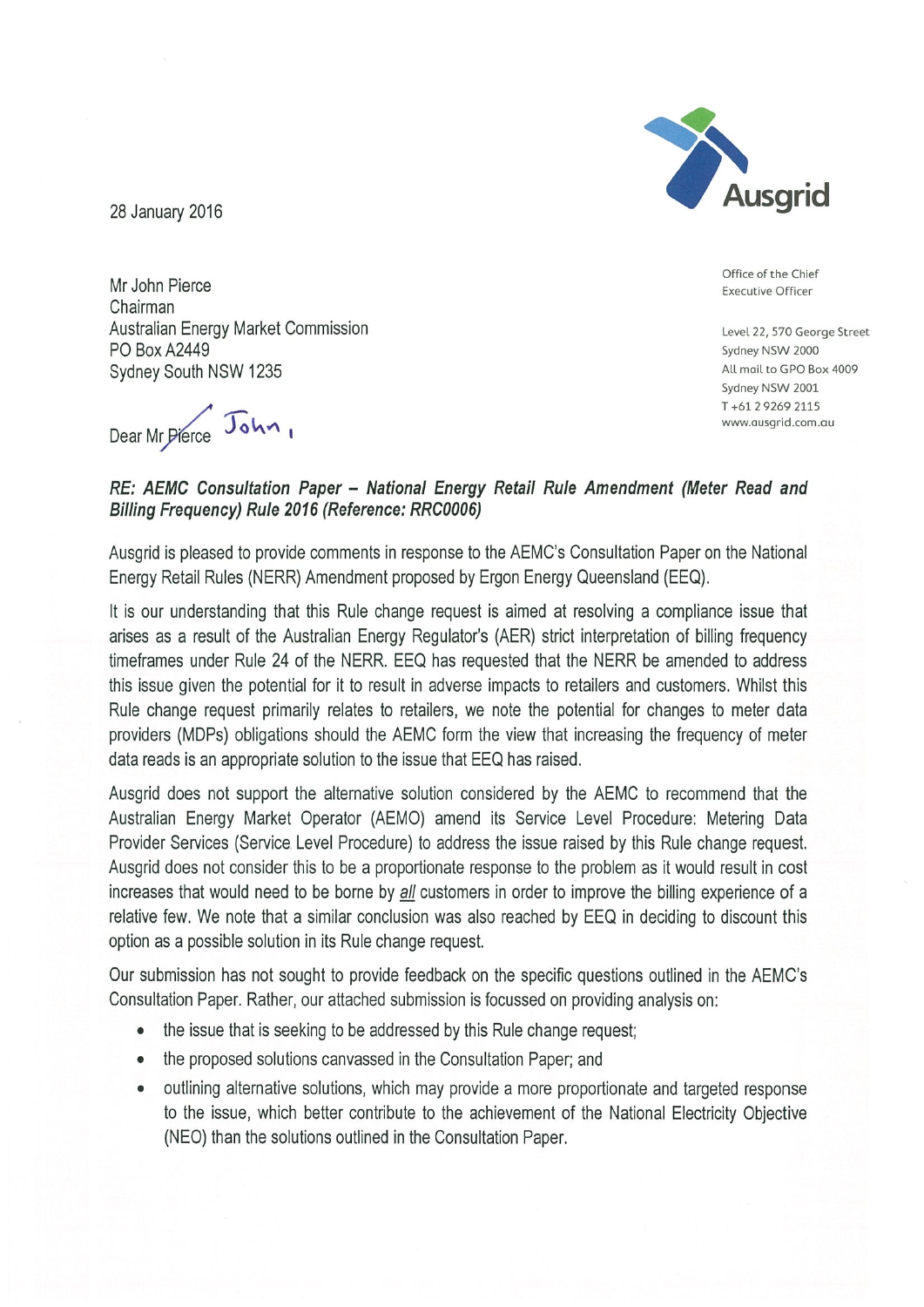28 January 2016

Ausgrid

Office of the Chief Executive Officer

Level 22, 570 George Street
Sydney NSW 2000
All mail to GPO Box 4009
Sydney NSW 2001
T +61 2 9269 2115
www.ausgrid.com.au

Mr John Pierce
Chairman
Australian Energy Market Commission
PO Box A2449
Sydney South NSW 1235

Dear ~~Mr Pierce~~ John,

***RE: AEMC Consultation Paper – National Energy Retail Rule Amendment (Meter Read and Billing Frequency) Rule 2016 (Reference: RRC0006)***

Ausgrid is pleased to provide comments in response to the AEMC's Consultation Paper on the National Energy Retail Rules (NERR) Amendment proposed by Ergon Energy Queensland (EEQ).

It is our understanding that this Rule change request is aimed at resolving a compliance issue that arises as a result of the Australian Energy Regulator's (AER) strict interpretation of billing frequency timeframes under Rule 24 of the NERR. EEQ has requested that the NERR be amended to address this issue given the potential for it to result in adverse impacts to retailers and customers. Whilst this Rule change request primarily relates to retailers, we note the potential for changes to meter data providers (MDPs) obligations should the AEMC form the view that increasing the frequency of meter data reads is an appropriate solution to the issue that EEQ has raised.

Ausgrid does not support the alternative solution considered by the AEMC to recommend that the Australian Energy Market Operator (AEMO) amend its Service Level Procedure: Metering Data Provider Services (Service Level Procedure) to address the issue raised by this Rule change request. Ausgrid does not consider this to be a proportionate response to the problem as it would result in cost increases that would need to be borne by *all* customers in order to improve the billing experience of a relative few. We note that a similar conclusion was also reached by EEQ in deciding to discount this option as a possible solution in its Rule change request.

Our submission has not sought to provide feedback on the specific questions outlined in the AEMC's Consultation Paper. Rather, our attached submission is focussed on providing analysis on:

- the issue that is seeking to be addressed by this Rule change request;
- the proposed solutions canvassed in the Consultation Paper; and
- outlining alternative solutions, which may provide a more proportionate and targeted response to the issue, which better contribute to the achievement of the National Electricity Objective (NEO) than the solutions outlined in the Consultation Paper.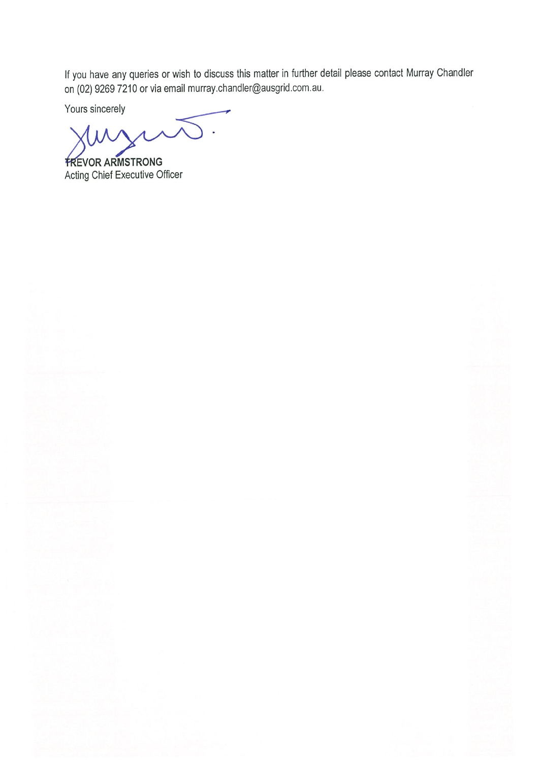If you have any queries or wish to discuss this matter in further detail please contact Murray Chandler on (02) 9269 7210 or via email murray.chandler@ausgrid.com.au.

Yours sincerely

**TREVOR ARMSTRONG**
Acting Chief Executive Officer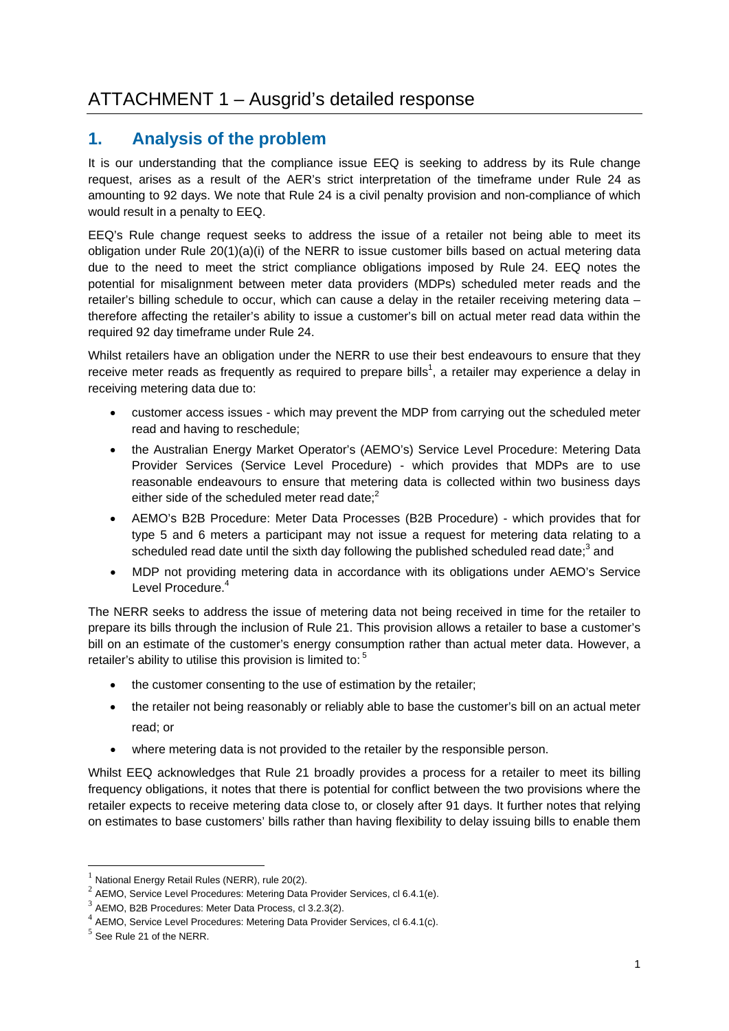# ATTACHMENT 1 – Ausgrid's detailed response

## 1. Analysis of the problem

It is our understanding that the compliance issue EEQ is seeking to address by its Rule change request, arises as a result of the AER's strict interpretation of the timeframe under Rule 24 as amounting to 92 days. We note that Rule 24 is a civil penalty provision and non-compliance of which would result in a penalty to EEQ.

EEQ's Rule change request seeks to address the issue of a retailer not being able to meet its obligation under Rule 20(1)(a)(i) of the NERR to issue customer bills based on actual metering data due to the need to meet the strict compliance obligations imposed by Rule 24. EEQ notes the potential for misalignment between meter data providers (MDPs) scheduled meter reads and the retailer's billing schedule to occur, which can cause a delay in the retailer receiving metering data – therefore affecting the retailer's ability to issue a customer's bill on actual meter read data within the required 92 day timeframe under Rule 24.

Whilst retailers have an obligation under the NERR to use their best endeavours to ensure that they receive meter reads as frequently as required to prepare bills[1], a retailer may experience a delay in receiving metering data due to:

- customer access issues - which may prevent the MDP from carrying out the scheduled meter read and having to reschedule;
- the Australian Energy Market Operator's (AEMO's) Service Level Procedure: Metering Data Provider Services (Service Level Procedure) - which provides that MDPs are to use reasonable endeavours to ensure that metering data is collected within two business days either side of the scheduled meter read date;[2]
- AEMO's B2B Procedure: Meter Data Processes (B2B Procedure) - which provides that for type 5 and 6 meters a participant may not issue a request for metering data relating to a scheduled read date until the sixth day following the published scheduled read date;[3] and
- MDP not providing metering data in accordance with its obligations under AEMO's Service Level Procedure.[4]

The NERR seeks to address the issue of metering data not being received in time for the retailer to prepare its bills through the inclusion of Rule 21. This provision allows a retailer to base a customer's bill on an estimate of the customer's energy consumption rather than actual meter data. However, a retailer's ability to utilise this provision is limited to: [5]

- the customer consenting to the use of estimation by the retailer;
- the retailer not being reasonably or reliably able to base the customer's bill on an actual meter read; or
- where metering data is not provided to the retailer by the responsible person.

Whilst EEQ acknowledges that Rule 21 broadly provides a process for a retailer to meet its billing frequency obligations, it notes that there is potential for conflict between the two provisions where the retailer expects to receive metering data close to, or closely after 91 days. It further notes that relying on estimates to base customers' bills rather than having flexibility to delay issuing bills to enable them

---

[1] National Energy Retail Rules (NERR), rule 20(2).

[2] AEMO, Service Level Procedures: Metering Data Provider Services, cl 6.4.1(e).

[3] AEMO, B2B Procedures: Meter Data Process, cl 3.2.3(2).

[4] AEMO, Service Level Procedures: Metering Data Provider Services, cl 6.4.1(c).

[5] See Rule 21 of the NERR.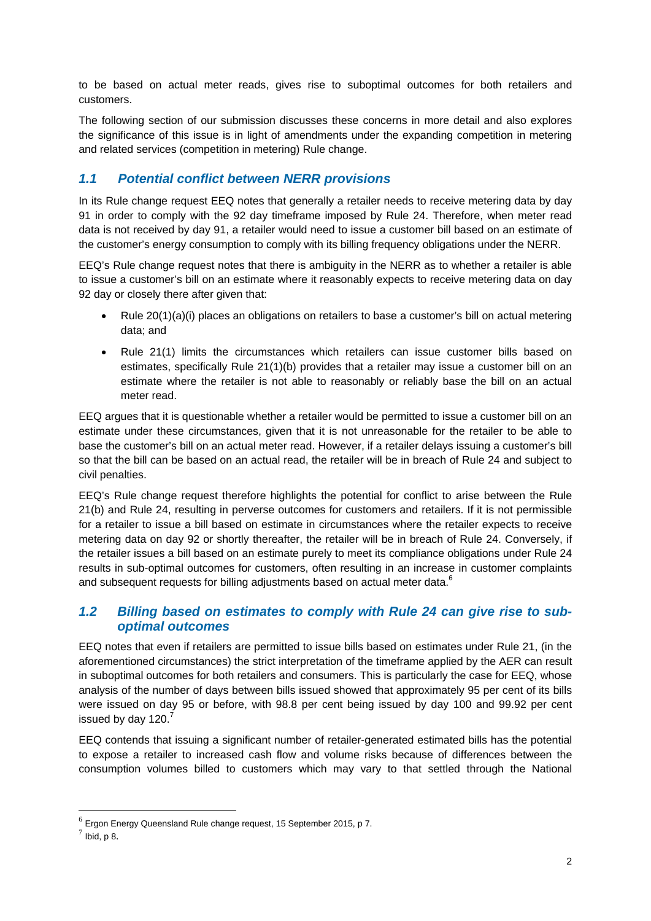to be based on actual meter reads, gives rise to suboptimal outcomes for both retailers and customers.

The following section of our submission discusses these concerns in more detail and also explores the significance of this issue is in light of amendments under the expanding competition in metering and related services (competition in metering) Rule change.

## *1.1 Potential conflict between NERR provisions*

In its Rule change request EEQ notes that generally a retailer needs to receive metering data by day 91 in order to comply with the 92 day timeframe imposed by Rule 24. Therefore, when meter read data is not received by day 91, a retailer would need to issue a customer bill based on an estimate of the customer's energy consumption to comply with its billing frequency obligations under the NERR.

EEQ's Rule change request notes that there is ambiguity in the NERR as to whether a retailer is able to issue a customer's bill on an estimate where it reasonably expects to receive metering data on day 92 day or closely there after given that:

- Rule 20(1)(a)(i) places an obligations on retailers to base a customer's bill on actual metering data; and
- Rule 21(1) limits the circumstances which retailers can issue customer bills based on estimates, specifically Rule 21(1)(b) provides that a retailer may issue a customer bill on an estimate where the retailer is not able to reasonably or reliably base the bill on an actual meter read.

EEQ argues that it is questionable whether a retailer would be permitted to issue a customer bill on an estimate under these circumstances, given that it is not unreasonable for the retailer to be able to base the customer's bill on an actual meter read. However, if a retailer delays issuing a customer's bill so that the bill can be based on an actual read, the retailer will be in breach of Rule 24 and subject to civil penalties.

EEQ's Rule change request therefore highlights the potential for conflict to arise between the Rule 21(b) and Rule 24, resulting in perverse outcomes for customers and retailers. If it is not permissible for a retailer to issue a bill based on estimate in circumstances where the retailer expects to receive metering data on day 92 or shortly thereafter, the retailer will be in breach of Rule 24. Conversely, if the retailer issues a bill based on an estimate purely to meet its compliance obligations under Rule 24 results in sub-optimal outcomes for customers, often resulting in an increase in customer complaints and subsequent requests for billing adjustments based on actual meter data.[6]

## *1.2 Billing based on estimates to comply with Rule 24 can give rise to sub-optimal outcomes*

EEQ notes that even if retailers are permitted to issue bills based on estimates under Rule 21, (in the aforementioned circumstances) the strict interpretation of the timeframe applied by the AER can result in suboptimal outcomes for both retailers and consumers. This is particularly the case for EEQ, whose analysis of the number of days between bills issued showed that approximately 95 per cent of its bills were issued on day 95 or before, with 98.8 per cent being issued by day 100 and 99.92 per cent issued by day 120.[7]

EEQ contends that issuing a significant number of retailer-generated estimated bills has the potential to expose a retailer to increased cash flow and volume risks because of differences between the consumption volumes billed to customers which may vary to that settled through the National

---

[6] Ergon Energy Queensland Rule change request, 15 September 2015, p 7.

[7] Ibid, p 8.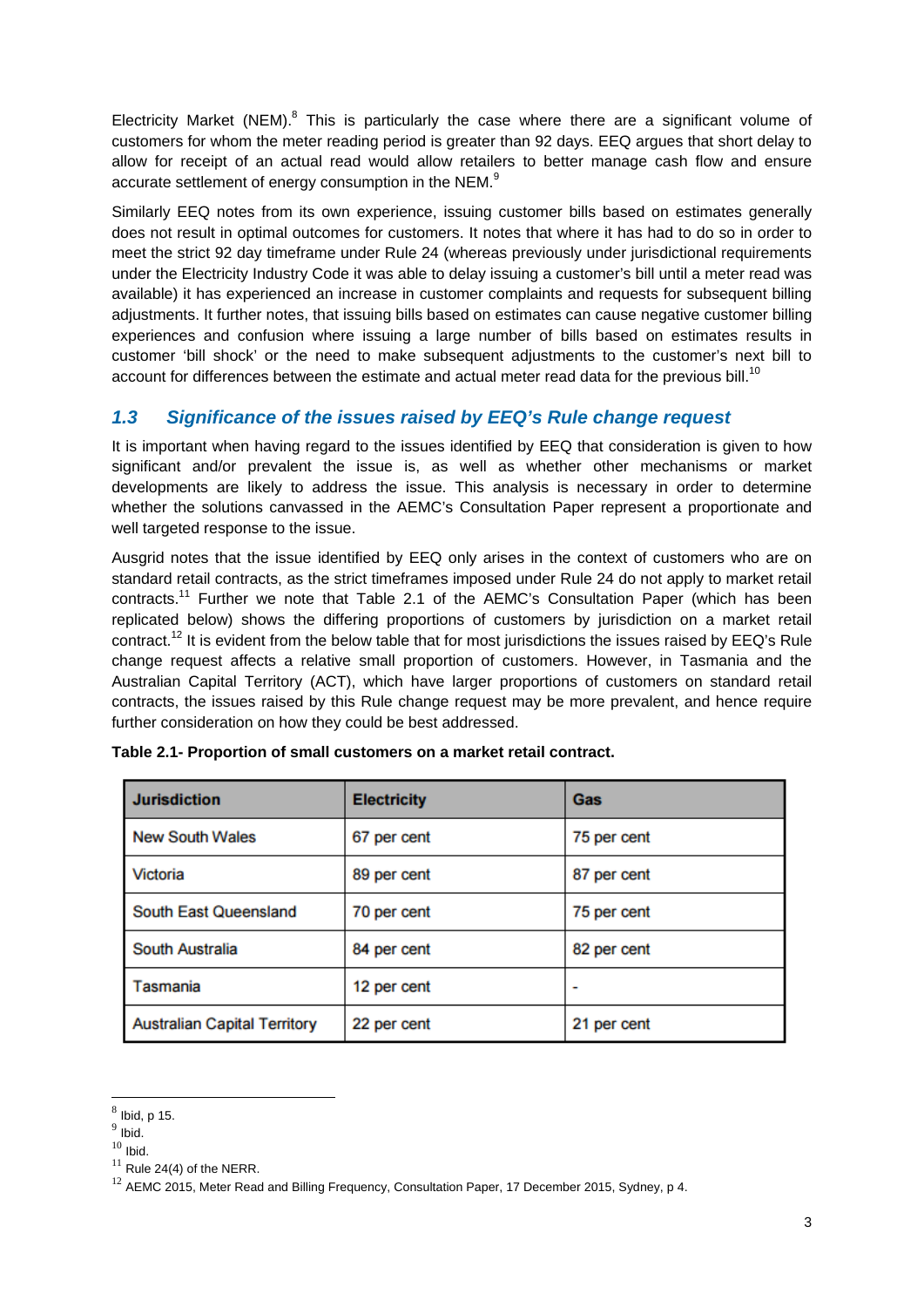Electricity Market (NEM).[8] This is particularly the case where there are a significant volume of customers for whom the meter reading period is greater than 92 days. EEQ argues that short delay to allow for receipt of an actual read would allow retailers to better manage cash flow and ensure accurate settlement of energy consumption in the NEM.[9]

Similarly EEQ notes from its own experience, issuing customer bills based on estimates generally does not result in optimal outcomes for customers. It notes that where it has had to do so in order to meet the strict 92 day timeframe under Rule 24 (whereas previously under jurisdictional requirements under the Electricity Industry Code it was able to delay issuing a customer's bill until a meter read was available) it has experienced an increase in customer complaints and requests for subsequent billing adjustments. It further notes, that issuing bills based on estimates can cause negative customer billing experiences and confusion where issuing a large number of bills based on estimates results in customer 'bill shock' or the need to make subsequent adjustments to the customer's next bill to account for differences between the estimate and actual meter read data for the previous bill.[10]

## 1.3 Significance of the issues raised by EEQ's Rule change request

It is important when having regard to the issues identified by EEQ that consideration is given to how significant and/or prevalent the issue is, as well as whether other mechanisms or market developments are likely to address the issue. This analysis is necessary in order to determine whether the solutions canvassed in the AEMC's Consultation Paper represent a proportionate and well targeted response to the issue.

Ausgrid notes that the issue identified by EEQ only arises in the context of customers who are on standard retail contracts, as the strict timeframes imposed under Rule 24 do not apply to market retail contracts.[11] Further we note that Table 2.1 of the AEMC's Consultation Paper (which has been replicated below) shows the differing proportions of customers by jurisdiction on a market retail contract.[12] It is evident from the below table that for most jurisdictions the issues raised by EEQ's Rule change request affects a relative small proportion of customers. However, in Tasmania and the Australian Capital Territory (ACT), which have larger proportions of customers on standard retail contracts, the issues raised by this Rule change request may be more prevalent, and hence require further consideration on how they could be best addressed.

**Table 2.1- Proportion of small customers on a market retail contract.**

| Jurisdiction | Electricity | Gas |
|---|---|---|
| New South Wales | 67 per cent | 75 per cent |
| Victoria | 89 per cent | 87 per cent |
| South East Queensland | 70 per cent | 75 per cent |
| South Australia | 84 per cent | 82 per cent |
| Tasmania | 12 per cent | - |
| Australian Capital Territory | 22 per cent | 21 per cent |

[8] Ibid, p 15.
[9] Ibid.
[10] Ibid.
[11] Rule 24(4) of the NERR.
[12] AEMC 2015, Meter Read and Billing Frequency, Consultation Paper, 17 December 2015, Sydney, p 4.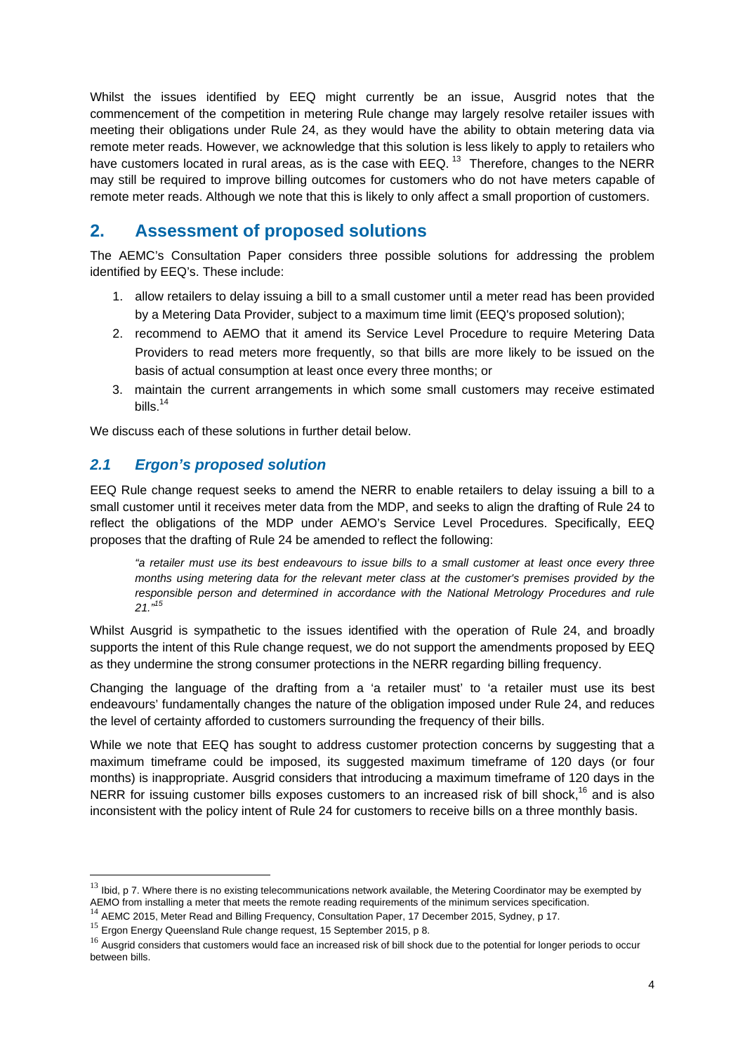Whilst the issues identified by EEQ might currently be an issue, Ausgrid notes that the commencement of the competition in metering Rule change may largely resolve retailer issues with meeting their obligations under Rule 24, as they would have the ability to obtain metering data via remote meter reads. However, we acknowledge that this solution is less likely to apply to retailers who have customers located in rural areas, as is the case with EEQ. [13] Therefore, changes to the NERR may still be required to improve billing outcomes for customers who do not have meters capable of remote meter reads. Although we note that this is likely to only affect a small proportion of customers.

## 2. Assessment of proposed solutions

The AEMC's Consultation Paper considers three possible solutions for addressing the problem identified by EEQ's. These include:

1. allow retailers to delay issuing a bill to a small customer until a meter read has been provided by a Metering Data Provider, subject to a maximum time limit (EEQ's proposed solution);
2. recommend to AEMO that it amend its Service Level Procedure to require Metering Data Providers to read meters more frequently, so that bills are more likely to be issued on the basis of actual consumption at least once every three months; or
3. maintain the current arrangements in which some small customers may receive estimated bills.[14]

We discuss each of these solutions in further detail below.

### *2.1 Ergon's proposed solution*

EEQ Rule change request seeks to amend the NERR to enable retailers to delay issuing a bill to a small customer until it receives meter data from the MDP, and seeks to align the drafting of Rule 24 to reflect the obligations of the MDP under AEMO's Service Level Procedures. Specifically, EEQ proposes that the drafting of Rule 24 be amended to reflect the following:

> *"a retailer must use its best endeavours to issue bills to a small customer at least once every three months using metering data for the relevant meter class at the customer's premises provided by the responsible person and determined in accordance with the National Metrology Procedures and rule 21."*[15]

Whilst Ausgrid is sympathetic to the issues identified with the operation of Rule 24, and broadly supports the intent of this Rule change request, we do not support the amendments proposed by EEQ as they undermine the strong consumer protections in the NERR regarding billing frequency.

Changing the language of the drafting from a 'a retailer must' to 'a retailer must use its best endeavours' fundamentally changes the nature of the obligation imposed under Rule 24, and reduces the level of certainty afforded to customers surrounding the frequency of their bills.

While we note that EEQ has sought to address customer protection concerns by suggesting that a maximum timeframe could be imposed, its suggested maximum timeframe of 120 days (or four months) is inappropriate. Ausgrid considers that introducing a maximum timeframe of 120 days in the NERR for issuing customer bills exposes customers to an increased risk of bill shock,[16] and is also inconsistent with the policy intent of Rule 24 for customers to receive bills on a three monthly basis.

---

[13] Ibid, p 7. Where there is no existing telecommunications network available, the Metering Coordinator may be exempted by AEMO from installing a meter that meets the remote reading requirements of the minimum services specification.

[14] AEMC 2015, Meter Read and Billing Frequency, Consultation Paper, 17 December 2015, Sydney, p 17.

[15] Ergon Energy Queensland Rule change request, 15 September 2015, p 8.

[16] Ausgrid considers that customers would face an increased risk of bill shock due to the potential for longer periods to occur between bills.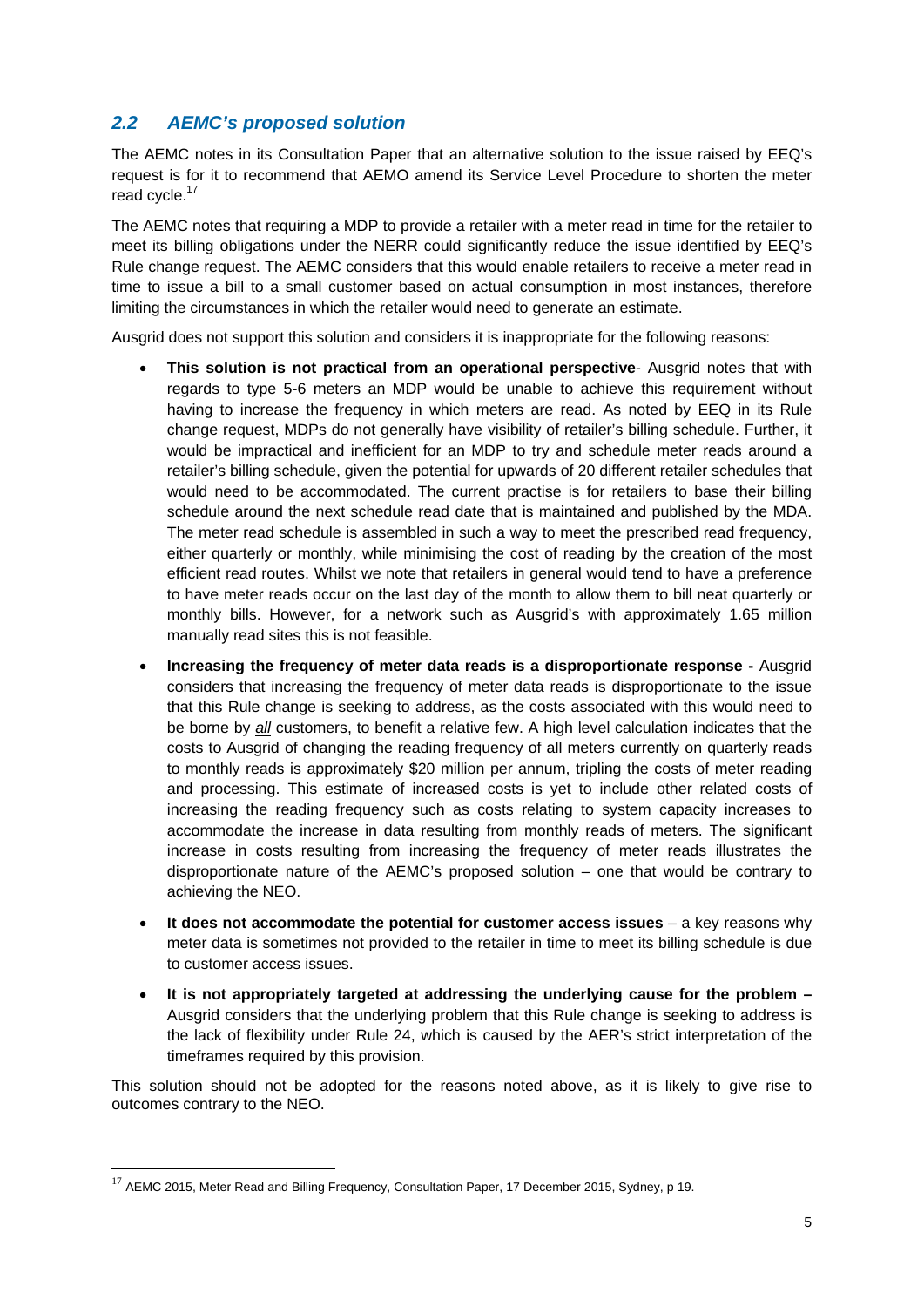## *2.2 AEMC's proposed solution*

The AEMC notes in its Consultation Paper that an alternative solution to the issue raised by EEQ's request is for it to recommend that AEMO amend its Service Level Procedure to shorten the meter read cycle.[17]

The AEMC notes that requiring a MDP to provide a retailer with a meter read in time for the retailer to meet its billing obligations under the NERR could significantly reduce the issue identified by EEQ's Rule change request. The AEMC considers that this would enable retailers to receive a meter read in time to issue a bill to a small customer based on actual consumption in most instances, therefore limiting the circumstances in which the retailer would need to generate an estimate.

Ausgrid does not support this solution and considers it is inappropriate for the following reasons:

- **This solution is not practical from an operational perspective**- Ausgrid notes that with regards to type 5-6 meters an MDP would be unable to achieve this requirement without having to increase the frequency in which meters are read. As noted by EEQ in its Rule change request, MDPs do not generally have visibility of retailer's billing schedule. Further, it would be impractical and inefficient for an MDP to try and schedule meter reads around a retailer's billing schedule, given the potential for upwards of 20 different retailer schedules that would need to be accommodated. The current practise is for retailers to base their billing schedule around the next schedule read date that is maintained and published by the MDA. The meter read schedule is assembled in such a way to meet the prescribed read frequency, either quarterly or monthly, while minimising the cost of reading by the creation of the most efficient read routes. Whilst we note that retailers in general would tend to have a preference to have meter reads occur on the last day of the month to allow them to bill neat quarterly or monthly bills. However, for a network such as Ausgrid's with approximately 1.65 million manually read sites this is not feasible.
- **Increasing the frequency of meter data reads is a disproportionate response -** Ausgrid considers that increasing the frequency of meter data reads is disproportionate to the issue that this Rule change is seeking to address, as the costs associated with this would need to be borne by ***all*** customers, to benefit a relative few. A high level calculation indicates that the costs to Ausgrid of changing the reading frequency of all meters currently on quarterly reads to monthly reads is approximately $20 million per annum, tripling the costs of meter reading and processing. This estimate of increased costs is yet to include other related costs of increasing the reading frequency such as costs relating to system capacity increases to accommodate the increase in data resulting from monthly reads of meters. The significant increase in costs resulting from increasing the frequency of meter reads illustrates the disproportionate nature of the AEMC's proposed solution – one that would be contrary to achieving the NEO.
- **It does not accommodate the potential for customer access issues** – a key reasons why meter data is sometimes not provided to the retailer in time to meet its billing schedule is due to customer access issues.
- **It is not appropriately targeted at addressing the underlying cause for the problem –** Ausgrid considers that the underlying problem that this Rule change is seeking to address is the lack of flexibility under Rule 24, which is caused by the AER's strict interpretation of the timeframes required by this provision.

This solution should not be adopted for the reasons noted above, as it is likely to give rise to outcomes contrary to the NEO.

[17] AEMC 2015, Meter Read and Billing Frequency, Consultation Paper, 17 December 2015, Sydney, p 19.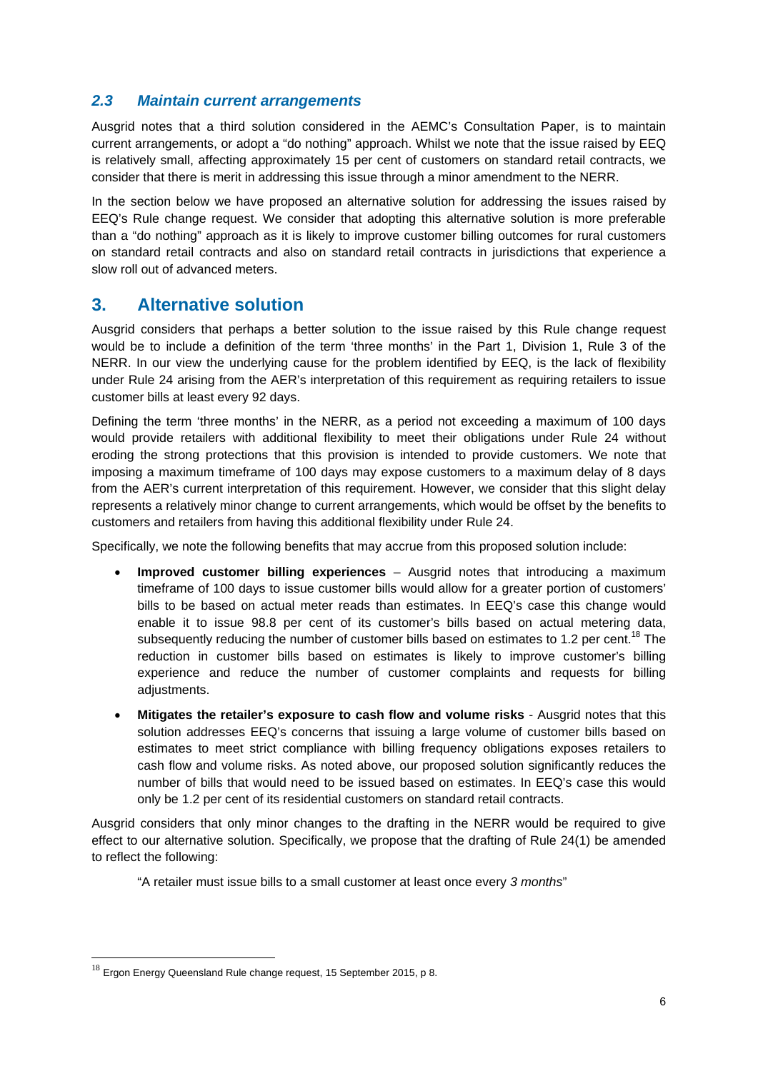### *2.3 Maintain current arrangements*

Ausgrid notes that a third solution considered in the AEMC's Consultation Paper, is to maintain current arrangements, or adopt a "do nothing" approach. Whilst we note that the issue raised by EEQ is relatively small, affecting approximately 15 per cent of customers on standard retail contracts, we consider that there is merit in addressing this issue through a minor amendment to the NERR.

In the section below we have proposed an alternative solution for addressing the issues raised by EEQ's Rule change request. We consider that adopting this alternative solution is more preferable than a "do nothing" approach as it is likely to improve customer billing outcomes for rural customers on standard retail contracts and also on standard retail contracts in jurisdictions that experience a slow roll out of advanced meters.

## 3. Alternative solution

Ausgrid considers that perhaps a better solution to the issue raised by this Rule change request would be to include a definition of the term 'three months' in the Part 1, Division 1, Rule 3 of the NERR. In our view the underlying cause for the problem identified by EEQ, is the lack of flexibility under Rule 24 arising from the AER's interpretation of this requirement as requiring retailers to issue customer bills at least every 92 days.

Defining the term 'three months' in the NERR, as a period not exceeding a maximum of 100 days would provide retailers with additional flexibility to meet their obligations under Rule 24 without eroding the strong protections that this provision is intended to provide customers. We note that imposing a maximum timeframe of 100 days may expose customers to a maximum delay of 8 days from the AER's current interpretation of this requirement. However, we consider that this slight delay represents a relatively minor change to current arrangements, which would be offset by the benefits to customers and retailers from having this additional flexibility under Rule 24.

Specifically, we note the following benefits that may accrue from this proposed solution include:

- **Improved customer billing experiences** – Ausgrid notes that introducing a maximum timeframe of 100 days to issue customer bills would allow for a greater portion of customers' bills to be based on actual meter reads than estimates. In EEQ's case this change would enable it to issue 98.8 per cent of its customer's bills based on actual metering data, subsequently reducing the number of customer bills based on estimates to 1.2 per cent.[18] The reduction in customer bills based on estimates is likely to improve customer's billing experience and reduce the number of customer complaints and requests for billing adjustments.
- **Mitigates the retailer's exposure to cash flow and volume risks** - Ausgrid notes that this solution addresses EEQ's concerns that issuing a large volume of customer bills based on estimates to meet strict compliance with billing frequency obligations exposes retailers to cash flow and volume risks. As noted above, our proposed solution significantly reduces the number of bills that would need to be issued based on estimates. In EEQ's case this would only be 1.2 per cent of its residential customers on standard retail contracts.

Ausgrid considers that only minor changes to the drafting in the NERR would be required to give effect to our alternative solution. Specifically, we propose that the drafting of Rule 24(1) be amended to reflect the following:

> "A retailer must issue bills to a small customer at least once every *3 months*"

---

[18] Ergon Energy Queensland Rule change request, 15 September 2015, p 8.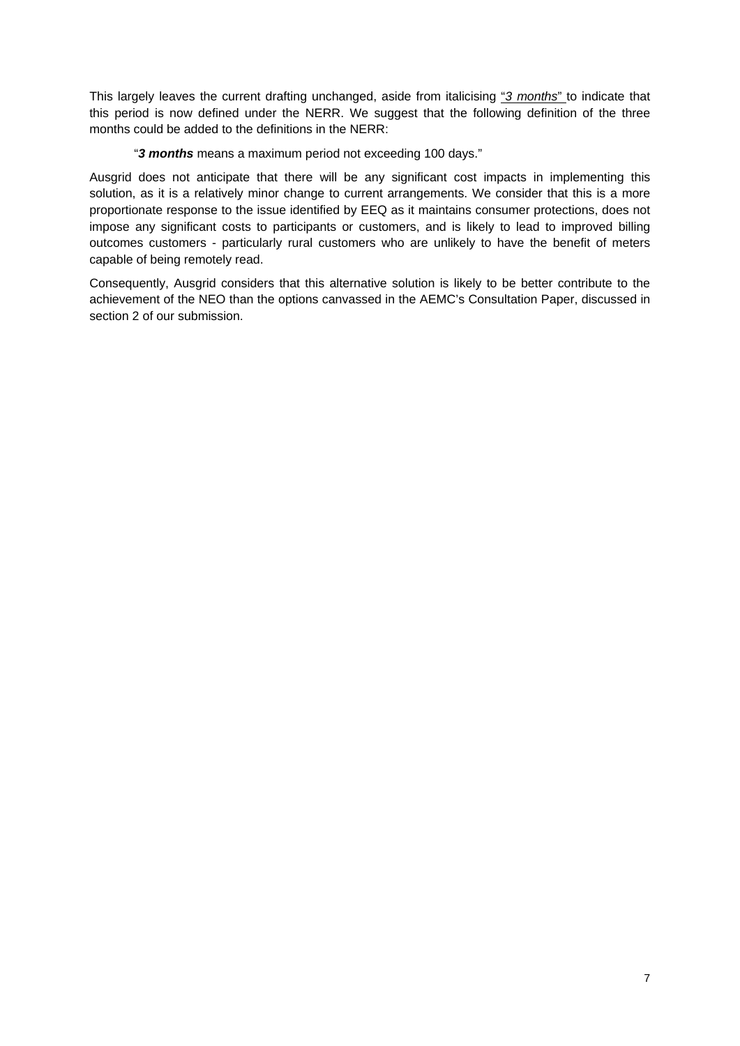This largely leaves the current drafting unchanged, aside from italicising "*3 months*" to indicate that this period is now defined under the NERR. We suggest that the following definition of the three months could be added to the definitions in the NERR:

> "***3 months*** means a maximum period not exceeding 100 days."

Ausgrid does not anticipate that there will be any significant cost impacts in implementing this solution, as it is a relatively minor change to current arrangements. We consider that this is a more proportionate response to the issue identified by EEQ as it maintains consumer protections, does not impose any significant costs to participants or customers, and is likely to lead to improved billing outcomes customers - particularly rural customers who are unlikely to have the benefit of meters capable of being remotely read.

Consequently, Ausgrid considers that this alternative solution is likely to be better contribute to the achievement of the NEO than the options canvassed in the AEMC's Consultation Paper, discussed in section 2 of our submission.